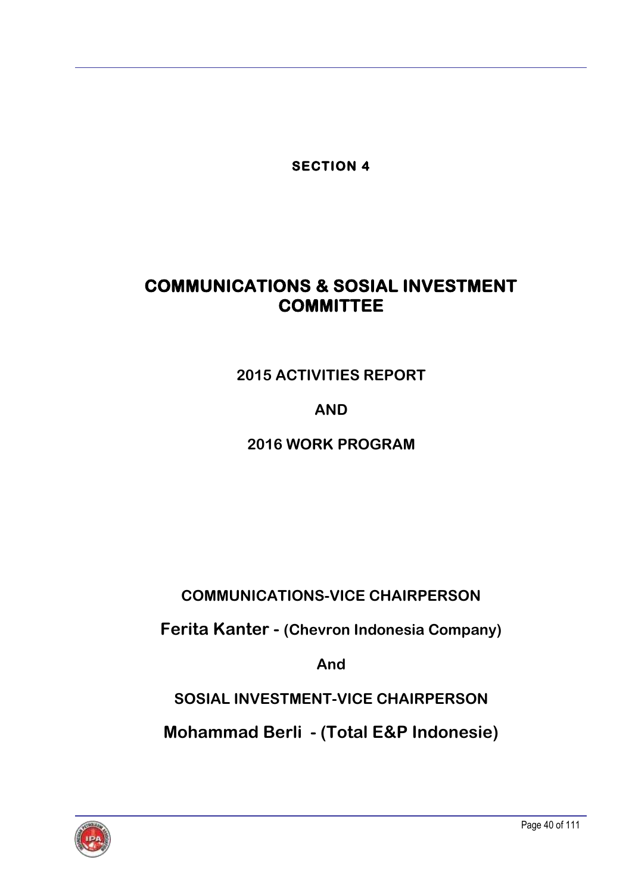**SECTION 4**

# COMMUNICATIONS & SOSIAL INVESTMENT COMMITTEE

**2015 ACTIVITIES REPORT**

**AND**

**2016 WORK PROGRAM**

**COMMUNICATIONS-VICE CHAIRPERSON**

**Ferita Kanter - (Chevron Indonesia Company)**

**And**

**SOSIAL INVESTMENT-VICE CHAIRPERSON**

**Mohammad Berli - (Total E&P Indonesie)**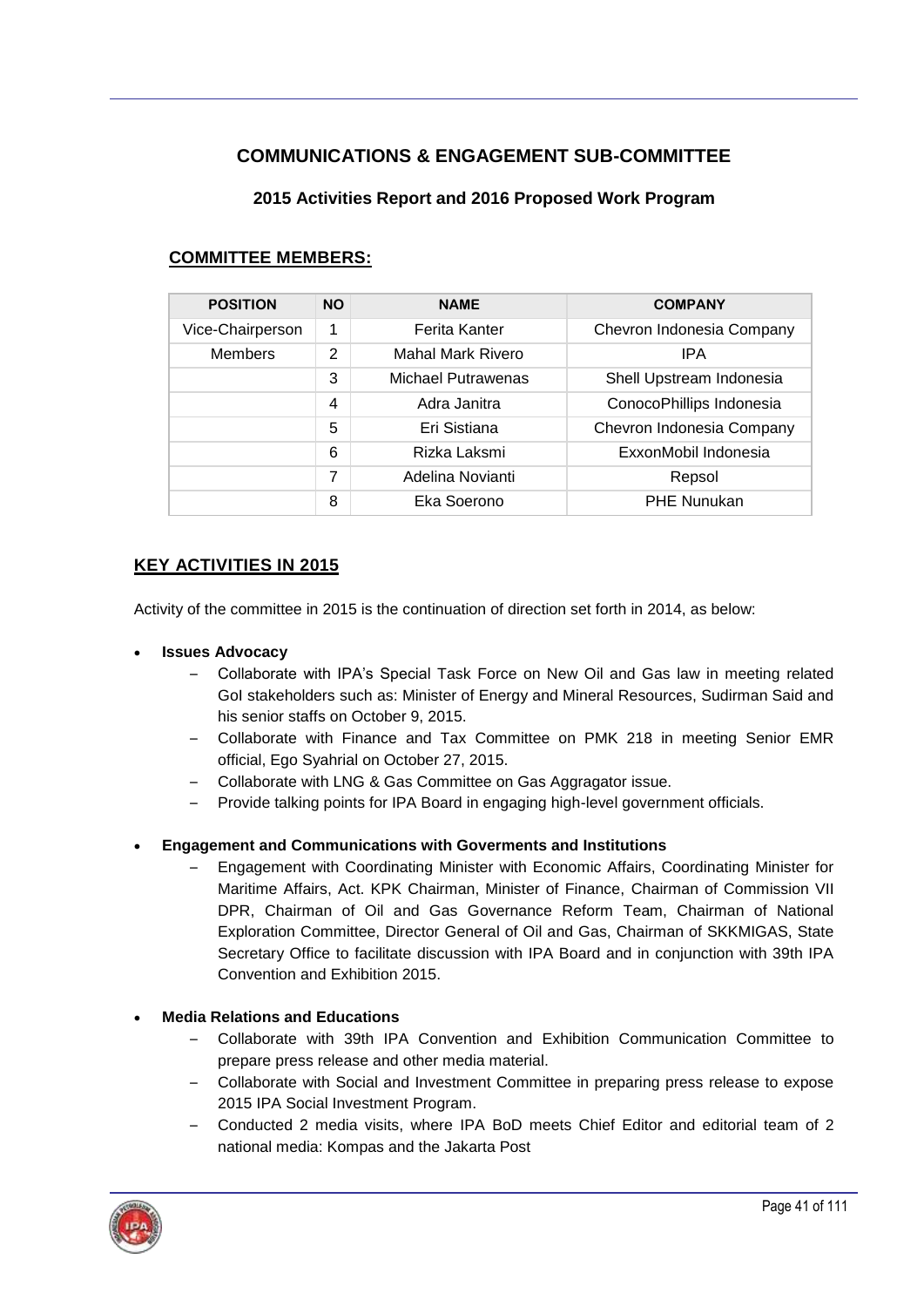# COMMUNICATIONS & ENGAGEMENT SUB-COMMITTEE

### 2015 Activities Report and 2016 Proposed Work Program

## COMMITTEE MEMBERS:

| POSITION | NO | NAME | COMPANY |
|---|---|---|---|
| Vice-Chairperson | 1 | Ferita Kanter | Chevron Indonesia Company |
| Members | 2 | Mahal Mark Rivero | IPA |
| | 3 | Michael Putrawenas | Shell Upstream Indonesia |
| | 4 | Adra Janitra | ConocoPhillips Indonesia |
| | 5 | Eri Sistiana | Chevron Indonesia Company |
| | 6 | Rizka Laksmi | ExxonMobil Indonesia |
| | 7 | Adelina Novianti | Repsol |
| | 8 | Eka Soerono | PHE Nunukan |

## KEY ACTIVITIES IN 2015

Activity of the committee in 2015 is the continuation of direction set forth in 2014, as below:

- **Issues Advocacy**
  - Collaborate with IPA's Special Task Force on New Oil and Gas law in meeting related GoI stakeholders such as: Minister of Energy and Mineral Resources, Sudirman Said and his senior staffs on October 9, 2015.
  - Collaborate with Finance and Tax Committee on PMK 218 in meeting Senior EMR official, Ego Syahrial on October 27, 2015.
  - Collaborate with LNG & Gas Committee on Gas Aggragator issue.
  - Provide talking points for IPA Board in engaging high-level government officials.

- **Engagement and Communications with Goverments and Institutions**
  - Engagement with Coordinating Minister with Economic Affairs, Coordinating Minister for Maritime Affairs, Act. KPK Chairman, Minister of Finance, Chairman of Commission VII DPR, Chairman of Oil and Gas Governance Reform Team, Chairman of National Exploration Committee, Director General of Oil and Gas, Chairman of SKKMIGAS, State Secretary Office to facilitate discussion with IPA Board and in conjunction with 39th IPA Convention and Exhibition 2015.

- **Media Relations and Educations**
  - Collaborate with 39th IPA Convention and Exhibition Communication Committee to prepare press release and other media material.
  - Collaborate with Social and Investment Committee in preparing press release to expose 2015 IPA Social Investment Program.
  - Conducted 2 media visits, where IPA BoD meets Chief Editor and editorial team of 2 national media: Kompas and the Jakarta Post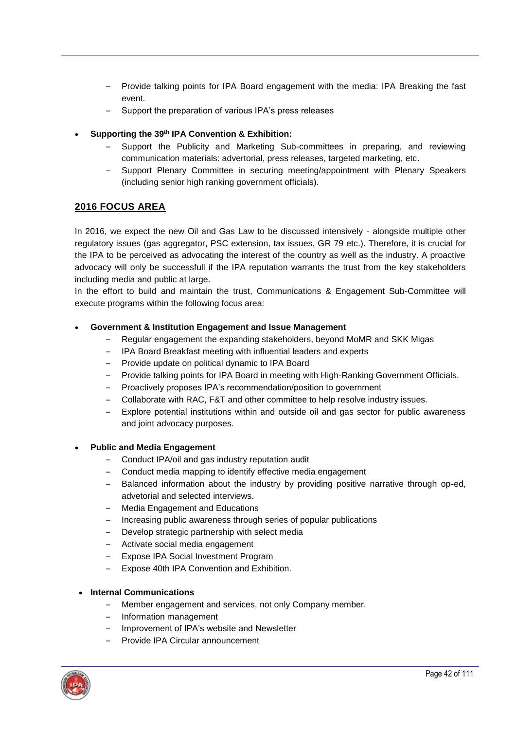- Provide talking points for IPA Board engagement with the media: IPA Breaking the fast event.
- Support the preparation of various IPA's press releases

- **Supporting the 39th IPA Convention & Exhibition:**
  - Support the Publicity and Marketing Sub-committees in preparing, and reviewing communication materials: advertorial, press releases, targeted marketing, etc.
  - Support Plenary Committee in securing meeting/appointment with Plenary Speakers (including senior high ranking government officials).

## 2016 FOCUS AREA

In 2016, we expect the new Oil and Gas Law to be discussed intensively - alongside multiple other regulatory issues (gas aggregator, PSC extension, tax issues, GR 79 etc.). Therefore, it is crucial for the IPA to be perceived as advocating the interest of the country as well as the industry. A proactive advocacy will only be successfull if the IPA reputation warrants the trust from the key stakeholders including media and public at large.

In the effort to build and maintain the trust, Communications & Engagement Sub-Committee will execute programs within the following focus area:

- **Government & Institution Engagement and Issue Management**
  - Regular engagement the expanding stakeholders, beyond MoMR and SKK Migas
  - IPA Board Breakfast meeting with influential leaders and experts
  - Provide update on political dynamic to IPA Board
  - Provide talking points for IPA Board in meeting with High-Ranking Government Officials.
  - Proactively proposes IPA's recommendation/position to government
  - Collaborate with RAC, F&T and other committee to help resolve industry issues.
  - Explore potential institutions within and outside oil and gas sector for public awareness and joint advocacy purposes.

- **Public and Media Engagement**
  - Conduct IPA/oil and gas industry reputation audit
  - Conduct media mapping to identify effective media engagement
  - Balanced information about the industry by providing positive narrative through op-ed, advetorial and selected interviews.
  - Media Engagement and Educations
  - Increasing public awareness through series of popular publications
  - Develop strategic partnership with select media
  - Activate social media engagement
  - Expose IPA Social Investment Program
  - Expose 40th IPA Convention and Exhibition.

- **Internal Communications**
  - Member engagement and services, not only Company member.
  - Information management
  - Improvement of IPA's website and Newsletter
  - Provide IPA Circular announcement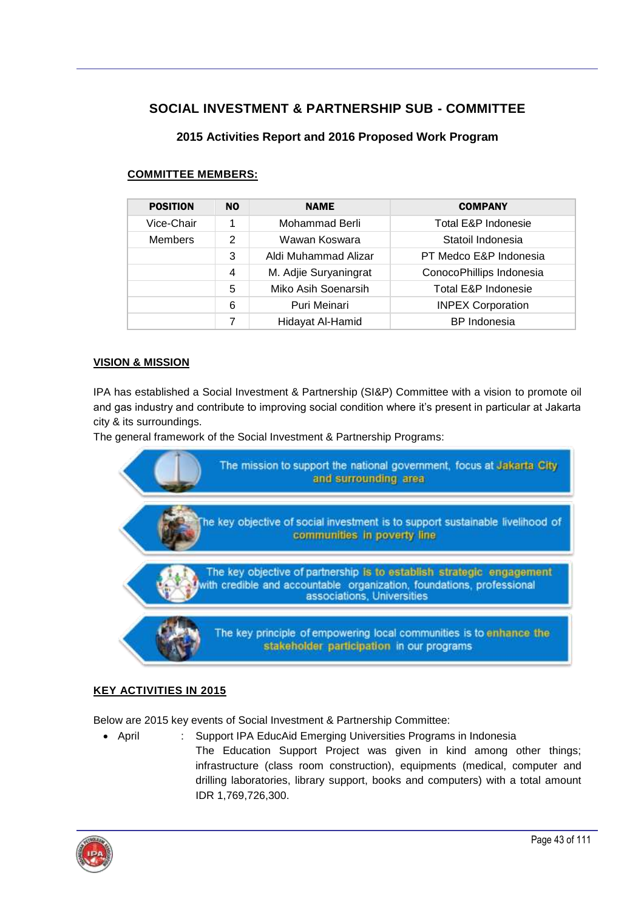## SOCIAL INVESTMENT & PARTNERSHIP SUB - COMMITTEE

### 2015 Activities Report and 2016 Proposed Work Program

**COMMITTEE MEMBERS:**

| POSITION | NO | NAME | COMPANY |
|---|---|---|---|
| Vice-Chair | 1 | Mohammad Berli | Total E&P Indonesie |
| Members | 2 | Wawan Koswara | Statoil Indonesia |
| | 3 | Aldi Muhammad Alizar | PT Medco E&P Indonesia |
| | 4 | M. Adjie Suryaningrat | ConocoPhillips Indonesia |
| | 5 | Miko Asih Soenarsih | Total E&P Indonesie |
| | 6 | Puri Meinari | INPEX Corporation |
| | 7 | Hidayat Al-Hamid | BP Indonesia |

**VISION & MISSION**

IPA has established a Social Investment & Partnership (SI&P) Committee with a vision to promote oil and gas industry and contribute to improving social condition where it's present in particular at Jakarta city & its surroundings.

The general framework of the Social Investment & Partnership Programs:

- The mission to support the national government, focus at Jakarta City and surrounding area
- The key objective of social investment is to support sustainable livelihood of communities in poverty line
- The key objective of partnership is to establish strategic engagement with credible and accountable organization, foundations, professional associations, Universities
- The key principle of empowering local communities is to enhance the stakeholder participation in our programs

**KEY ACTIVITIES IN 2015**

Below are 2015 key events of Social Investment & Partnership Committee:

- April : Support IPA EducAid Emerging Universities Programs in Indonesia
  The Education Support Project was given in kind among other things; infrastructure (class room construction), equipments (medical, computer and drilling laboratories, library support, books and computers) with a total amount IDR 1,769,726,300.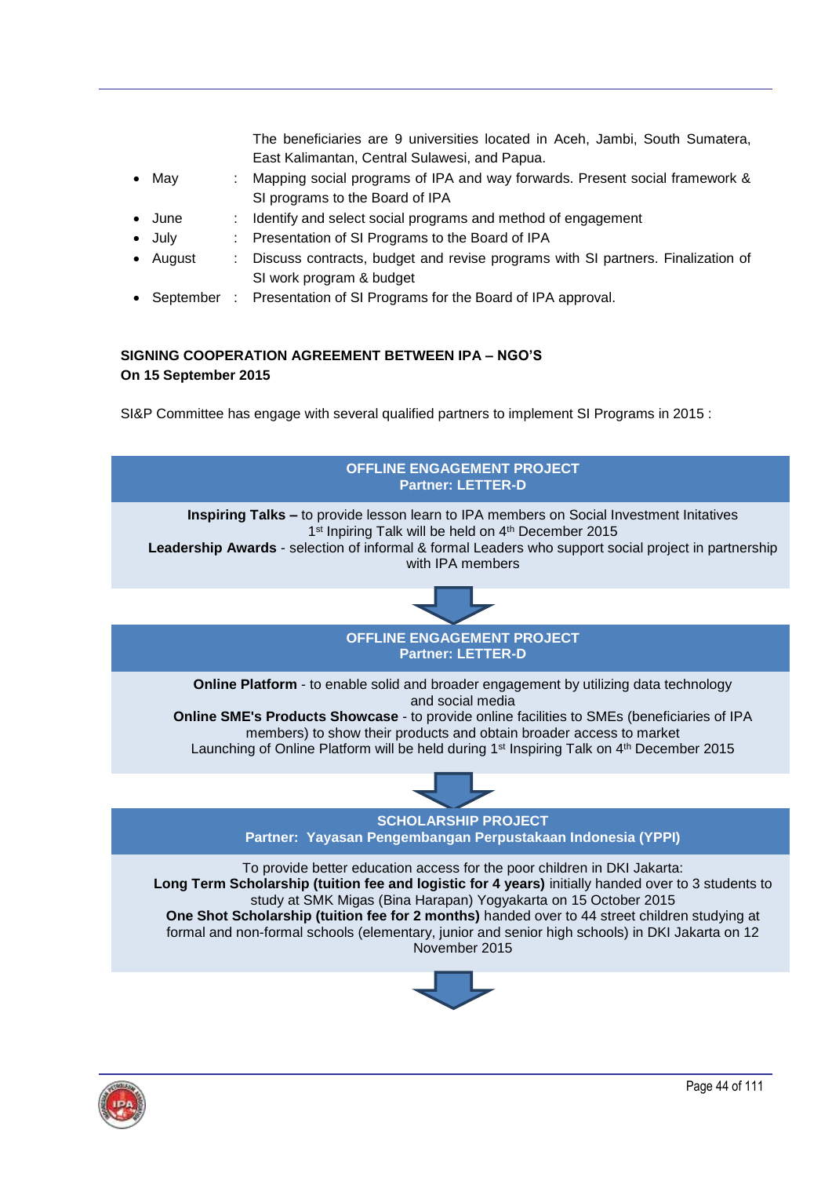The beneficiaries are 9 universities located in Aceh, Jambi, South Sumatera, East Kalimantan, Central Sulawesi, and Papua.

- May : Mapping social programs of IPA and way forwards. Present social framework & SI programs to the Board of IPA
- June : Identify and select social programs and method of engagement
- July : Presentation of SI Programs to the Board of IPA
- August : Discuss contracts, budget and revise programs with SI partners. Finalization of SI work program & budget
- September : Presentation of SI Programs for the Board of IPA approval.

**SIGNING COOPERATION AGREEMENT BETWEEN IPA – NGO'S**
**On 15 September 2015**

SI&P Committee has engage with several qualified partners to implement SI Programs in 2015 :

**OFFLINE ENGAGEMENT PROJECT**
**Partner: LETTER-D**

**Inspiring Talks –** to provide lesson learn to IPA members on Social Investment Initatives
1st Inpiring Talk will be held on 4th December 2015
**Leadership Awards** - selection of informal & formal Leaders who support social project in partnership with IPA members

**OFFLINE ENGAGEMENT PROJECT**
**Partner: LETTER-D**

**Online Platform** - to enable solid and broader engagement by utilizing data technology and social media
**Online SME's Products Showcase** - to provide online facilities to SMEs (beneficiaries of IPA members) to show their products and obtain broader access to market
Launching of Online Platform will be held during 1st Inspiring Talk on 4th December 2015

**SCHOLARSHIP PROJECT**
**Partner: Yayasan Pengembangan Perpustakaan Indonesia (YPPI)**

To provide better education access for the poor children in DKI Jakarta:
**Long Term Scholarship (tuition fee and logistic for 4 years)** initially handed over to 3 students to study at SMK Migas (Bina Harapan) Yogyakarta on 15 October 2015
**One Shot Scholarship (tuition fee for 2 months)** handed over to 44 street children studying at formal and non-formal schools (elementary, junior and senior high schools) in DKI Jakarta on 12 November 2015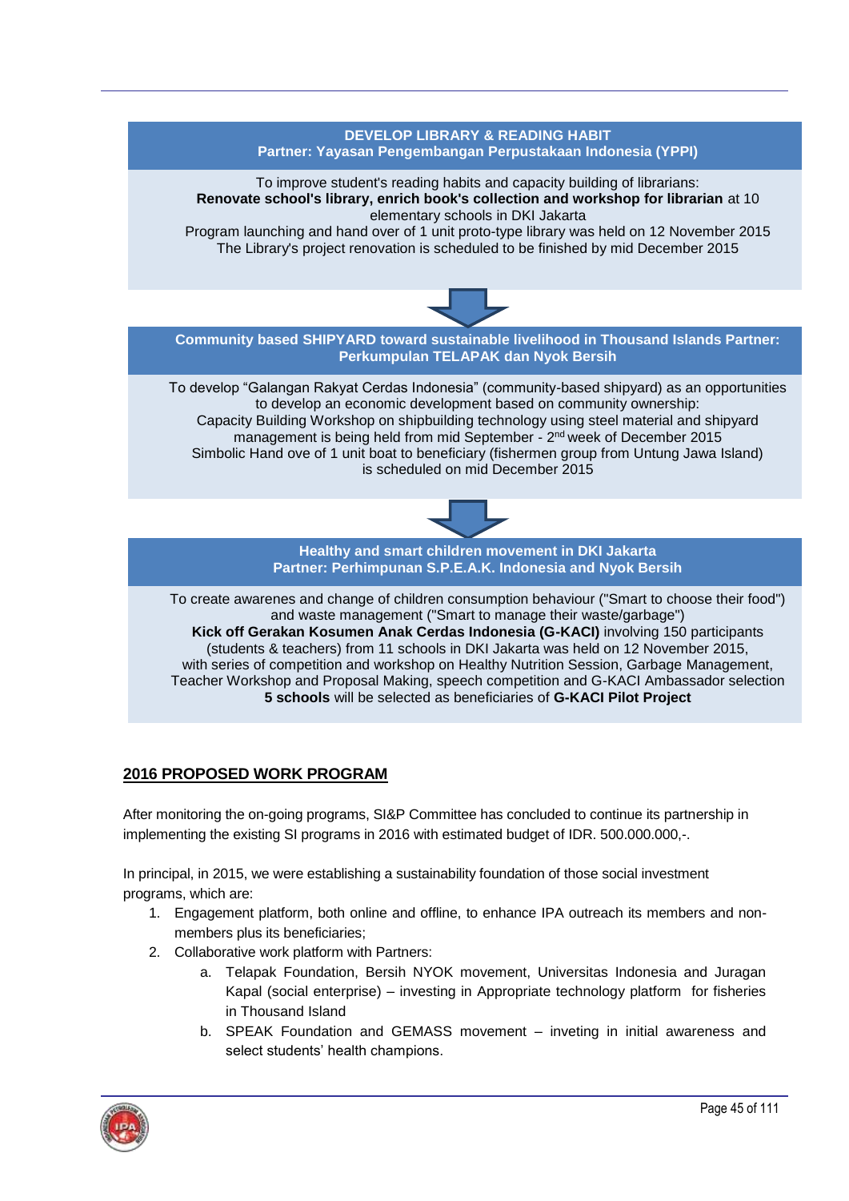**DEVELOP LIBRARY & READING HABIT**
**Partner: Yayasan Pengembangan Perpustakaan Indonesia (YPPI)**

To improve student's reading habits and capacity building of librarians:
**Renovate school's library, enrich book's collection and workshop for librarian** at 10 elementary schools in DKI Jakarta
Program launching and hand over of 1 unit proto-type library was held on 12 November 2015
The Library's project renovation is scheduled to be finished by mid December 2015

**Community based SHIPYARD toward sustainable livelihood in Thousand Islands Partner: Perkumpulan TELAPAK dan Nyok Bersih**

To develop "Galangan Rakyat Cerdas Indonesia" (community-based shipyard) as an opportunities to develop an economic development based on community ownership:
Capacity Building Workshop on shipbuilding technology using steel material and shipyard management is being held from mid September - 2nd week of December 2015
Simbolic Hand ove of 1 unit boat to beneficiary (fishermen group from Untung Jawa Island) is scheduled on mid December 2015

**Healthy and smart children movement in DKI Jakarta**
**Partner: Perhimpunan S.P.E.A.K. Indonesia and Nyok Bersih**

To create awarenes and change of children consumption behaviour ("Smart to choose their food") and waste management ("Smart to manage their waste/garbage")
**Kick off Gerakan Kosumen Anak Cerdas Indonesia (G-KACI)** involving 150 participants (students & teachers) from 11 schools in DKI Jakarta was held on 12 November 2015, with series of competition and workshop on Healthy Nutrition Session, Garbage Management, Teacher Workshop and Proposal Making, speech competition and G-KACI Ambassador selection
**5 schools** will be selected as beneficiaries of **G-KACI Pilot Project**

## 2016 PROPOSED WORK PROGRAM

After monitoring the on-going programs, SI&P Committee has concluded to continue its partnership in implementing the existing SI programs in 2016 with estimated budget of IDR. 500.000.000,-.

In principal, in 2015, we were establishing a sustainability foundation of those social investment programs, which are:

1. Engagement platform, both online and offline, to enhance IPA outreach its members and non-members plus its beneficiaries;
2. Collaborative work platform with Partners:
   a. Telapak Foundation, Bersih NYOK movement, Universitas Indonesia and Juragan Kapal (social enterprise) – investing in Appropriate technology platform for fisheries in Thousand Island
   b. SPEAK Foundation and GEMASS movement – inveting in initial awareness and select students' health champions.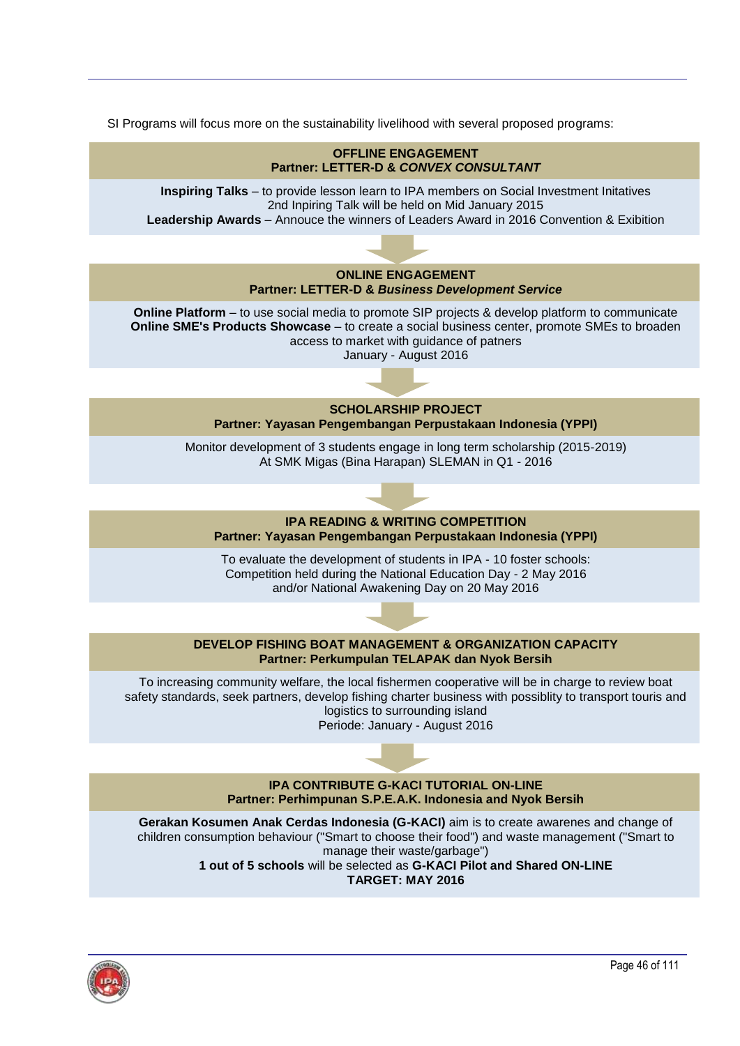SI Programs will focus more on the sustainability livelihood with several proposed programs:

**OFFLINE ENGAGEMENT**
**Partner: LETTER-D & *CONVEX CONSULTANT***

**Inspiring Talks** – to provide lesson learn to IPA members on Social Investment Initatives
2nd Inpiring Talk will be held on Mid January 2015
**Leadership Awards** – Annouce the winners of Leaders Award in 2016 Convention & Exibition

**ONLINE ENGAGEMENT**
**Partner: LETTER-D & *Business Development Service***

**Online Platform** – to use social media to promote SIP projects & develop platform to communicate
**Online SME's Products Showcase** – to create a social business center, promote SMEs to broaden access to market with guidance of patners
January - August 2016

**SCHOLARSHIP PROJECT**
**Partner: Yayasan Pengembangan Perpustakaan Indonesia (YPPI)**

Monitor development of 3 students engage in long term scholarship (2015-2019)
At SMK Migas (Bina Harapan) SLEMAN in Q1 - 2016

**IPA READING & WRITING COMPETITION**
**Partner: Yayasan Pengembangan Perpustakaan Indonesia (YPPI)**

To evaluate the development of students in IPA - 10 foster schools:
Competition held during the National Education Day - 2 May 2016
and/or National Awakening Day on 20 May 2016

**DEVELOP FISHING BOAT MANAGEMENT & ORGANIZATION CAPACITY**
**Partner: Perkumpulan TELAPAK dan Nyok Bersih**

To increasing community welfare, the local fishermen cooperative will be in charge to review boat safety standards, seek partners, develop fishing charter business with possiblity to transport touris and logistics to surrounding island
Periode: January - August 2016

**IPA CONTRIBUTE G-KACI TUTORIAL ON-LINE**
**Partner: Perhimpunan S.P.E.A.K. Indonesia and Nyok Bersih**

**Gerakan Kosumen Anak Cerdas Indonesia (G-KACI)** aim is to create awarenes and change of children consumption behaviour ("Smart to choose their food") and waste management ("Smart to manage their waste/garbage")
**1 out of 5 schools** will be selected as **G-KACI Pilot and Shared ON-LINE**
**TARGET: MAY 2016**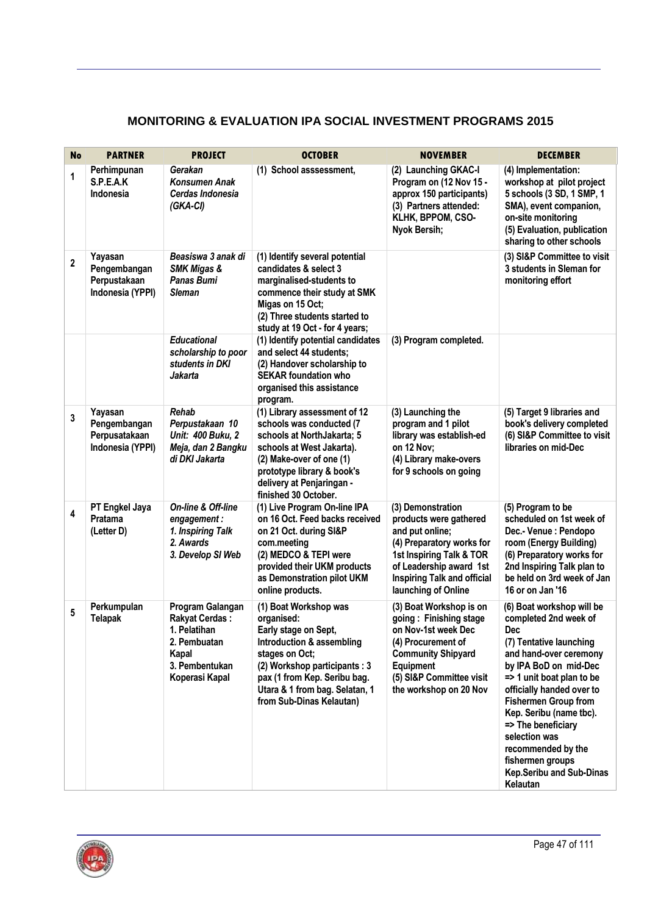## MONITORING & EVALUATION IPA SOCIAL INVESTMENT PROGRAMS 2015

| No | PARTNER | PROJECT | OCTOBER | NOVEMBER | DECEMBER |
|---|---|---|---|---|---|
| 1 | Perhimpunan S.P.E.A.K Indonesia | *Gerakan Konsumen Anak Cerdas Indonesia (GKA-CI)* | (1) School asssessment, | (2) Launching GKAC-I Program on (12 Nov 15 - approx 150 participants) (3) Partners attended: KLHK, BPPOM, CSO- Nyok Bersih; | (4) Implementation: workshop at pilot project 5 schools (3 SD, 1 SMP, 1 SMA), event companion, on-site monitoring (5) Evaluation, publication sharing to other schools |
| 2 | Yayasan Pengembangan Perpustakaan Indonesia (YPPI) | *Beasiswa 3 anak di SMK Migas & Panas Bumi Sleman* | (1) Identify several potential candidates & select 3 marginalised-students to commence their study at SMK Migas on 15 Oct; (2) Three students started to study at 19 Oct - for 4 years; | | (3) SI&P Committee to visit 3 students in Sleman for monitoring effort |
| | | *Educational scholarship to poor students in DKI Jakarta* | (1) Identify potential candidates and select 44 students; (2) Handover scholarship to SEKAR foundation who organised this assistance program. | (3) Program completed. | |
| 3 | Yayasan Pengembangan Perpusatakaan Indonesia (YPPI) | *Rehab Perpustakaan 10 Unit: 400 Buku, 2 Meja, dan 2 Bangku di DKI Jakarta* | (1) Library assessment of 12 schools was conducted (7 schools at NorthJakarta; 5 schools at West Jakarta). (2) Make-over of one (1) prototype library & book's delivery at Penjaringan - finished 30 October. | (3) Launching the program and 1 pilot library was establish-ed on 12 Nov; (4) Library make-overs for 9 schools on going | (5) Target 9 libraries and book's delivery completed (6) SI&P Committee to visit libraries on mid-Dec |
| 4 | PT Engkel Jaya Pratama (Letter D) | *On-line & Off-line engagement : 1. Inspiring Talk 2. Awards 3. Develop SI Web* | (1) Live Program On-line IPA on 16 Oct. Feed backs received on 21 Oct. during SI&P com.meeting (2) MEDCO & TEPI were provided their UKM products as Demonstration pilot UKM online products. | (3) Demonstration products were gathered and put online; (4) Preparatory works for 1st Inspiring Talk & TOR of Leadership award 1st Inspiring Talk and official launching of Online | (5) Program to be scheduled on 1st week of Dec.- Venue : Pendopo room (Energy Building) (6) Preparatory works for 2nd Inspiring Talk plan to be held on 3rd week of Jan 16 or on Jan '16 |
| 5 | Perkumpulan Telapak | Program Galangan Rakyat Cerdas : 1. Pelatihan 2. Pembuatan Kapal 3. Pembentukan Koperasi Kapal | (1) Boat Workshop was organised: Early stage on Sept, Introduction & assembling stages on Oct; (2) Workshop participants : 3 pax (1 from Kep. Seribu bag. Utara & 1 from bag. Selatan, 1 from Sub-Dinas Kelautan) | (3) Boat Workshop is on going : Finishing stage on Nov-1st week Dec (4) Procurement of Community Shipyard Equipment (5) SI&P Committee visit the workshop on 20 Nov | (6) Boat workshop will be completed 2nd week of Dec (7) Tentative launching and hand-over ceremony by IPA BoD on mid-Dec => 1 unit boat plan to be officially handed over to Fishermen Group from Kep. Seribu (name tbc). => The beneficiary selection was recommended by the fishermen groups Kep.Seribu and Sub-Dinas Kelautan |